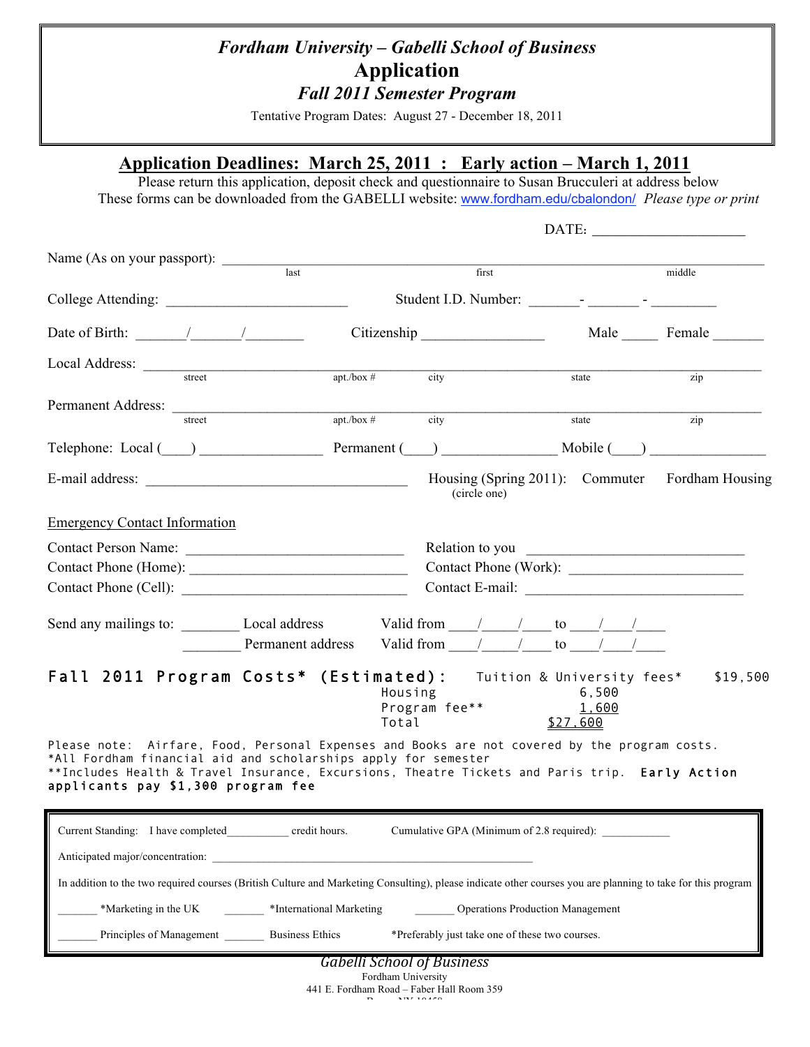# *Fordham University – Gabelli School of Business*

# Application

## *Fall 2011 Semester Program*

Tentative Program Dates: August 27 - December 18, 2011

## Application Deadlines: March 25, 2011 : Early action – March 1, 2011

Please return this application, deposit check and questionnaire to Susan Brucculeri at address below
These forms can be downloaded from the GABELLI website: www.fordham.edu/cbalondon/ *Please type or print*

DATE: ____________________

Name (As on your passport): ________________________________________________________________________
last first middle

College Attending: ________________________ Student I.D. Number: _______- _______ - _________

Date of Birth: _______/_______/________ Citizenship ________________ Male _____ Female _______

Local Address: ________________________________________________________________________________
street apt./box # city state zip

Permanent Address: ____________________________________________________________________________
street apt./box # city state zip

Telephone: Local (____) ________________ Permanent (____) _______________ Mobile (____) ________________

E-mail address: ___________________________________ Housing (Spring 2011): Commuter Fordham Housing
(circle one)

Emergency Contact Information

Contact Person Name: ______________________________ Relation to you ______________________________
Contact Phone (Home): ______________________________ Contact Phone (Work): _______________________
Contact Phone (Cell): ______________________________ Contact E-mail: ______________________________

Send any mailings to: ________ Local address Valid from ____/_____/____ to ____/____/____
________ Permanent address Valid from ____/_____/____ to ____/____/____

**Fall 2011 Program Costs* (Estimated):**

| | |
|---|---|
| Tuition & University fees* | $19,500 |
| Housing | 6,500 |
| Program fee** | 1,600 |
| Total | $27,600 |

Please note: Airfare, Food, Personal Expenses and Books are not covered by the program costs.
*All Fordham financial aid and scholarships apply for semester
**Includes Health & Travel Insurance, Excursions, Theatre Tickets and Paris trip. **Early Action applicants pay $1,300 program fee**

Current Standing: I have completed__________ credit hours. Cumulative GPA (Minimum of 2.8 required): ___________

Anticipated major/concentration: ______________________________________________________

In addition to the two required courses (British Culture and Marketing Consulting), please indicate other courses you are planning to take for this program

_______ *Marketing in the UK _______ *International Marketing _______ Operations Production Management

_______ Principles of Management _______ Business Ethics *Preferably just take one of these two courses.

*Gabelli School of Business*
Fordham University
441 E. Fordham Road – Faber Hall Room 359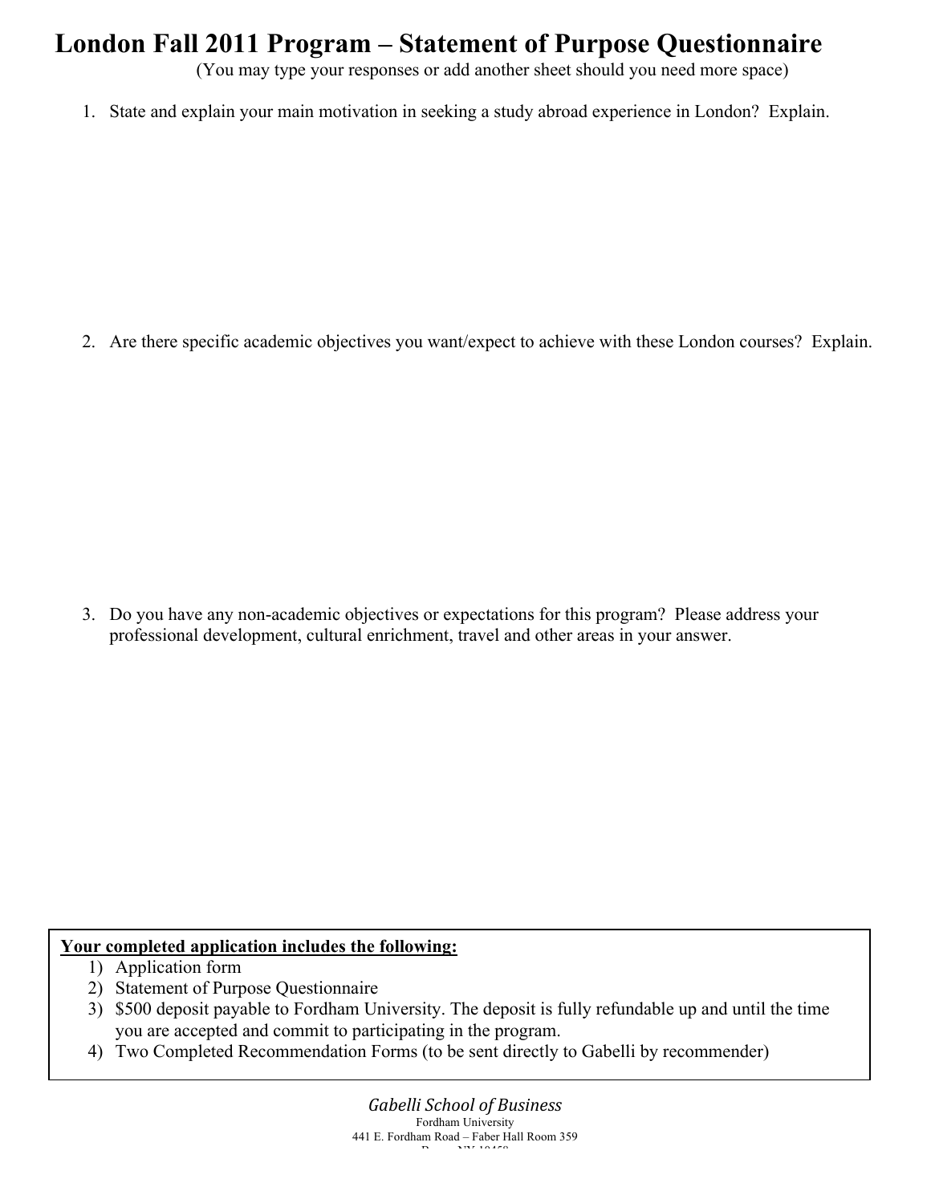# London Fall 2011 Program – Statement of Purpose Questionnaire

(You may type your responses or add another sheet should you need more space)

1. State and explain your main motivation in seeking a study abroad experience in London? Explain.

2. Are there specific academic objectives you want/expect to achieve with these London courses? Explain.

3. Do you have any non-academic objectives or expectations for this program? Please address your professional development, cultural enrichment, travel and other areas in your answer.

**<u>Your completed application includes the following:</u>**

1) Application form
2) Statement of Purpose Questionnaire
3) $500 deposit payable to Fordham University. The deposit is fully refundable up and until the time you are accepted and commit to participating in the program.
4) Two Completed Recommendation Forms (to be sent directly to Gabelli by recommender)

*Gabelli School of Business*
Fordham University
441 E. Fordham Road – Faber Hall Room 359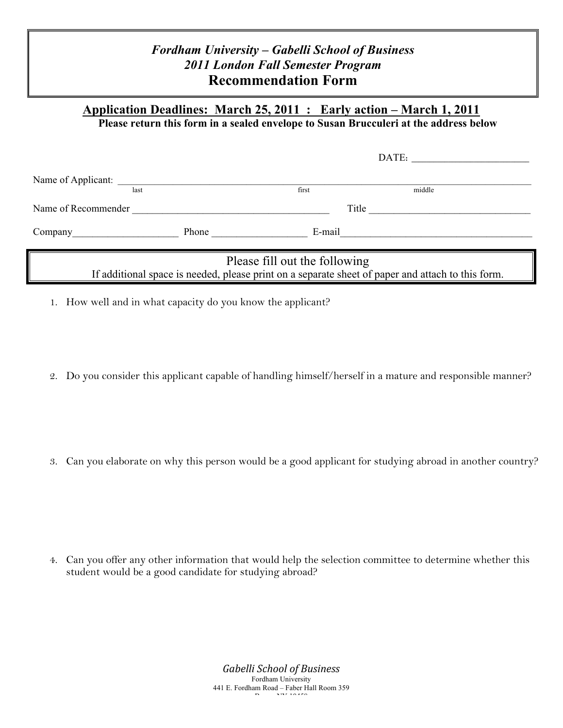# *Fordham University – Gabelli School of Business*
## *2011 London Fall Semester Program*
## Recommendation Form

**Application Deadlines: March 25, 2011 : Early action – March 1, 2011**

**Please return this form in a sealed envelope to Susan Brucculeri at the address below**

DATE: ______________________

Name of Applicant: ______________________________________________________________________
last first middle

Name of Recommender _____________________________________ Title ______________________________

Company____________________ Phone __________________ E-mail____________________________________

**Please fill out the following**

If additional space is needed, please print on a separate sheet of paper and attach to this form.

1. How well and in what capacity do you know the applicant?

2. Do you consider this applicant capable of handling himself/herself in a mature and responsible manner?

3. Can you elaborate on why this person would be a good applicant for studying abroad in another country?

4. Can you offer any other information that would help the selection committee to determine whether this student would be a good candidate for studying abroad?

*Gabelli School of Business*
Fordham University
441 E. Fordham Road – Faber Hall Room 359